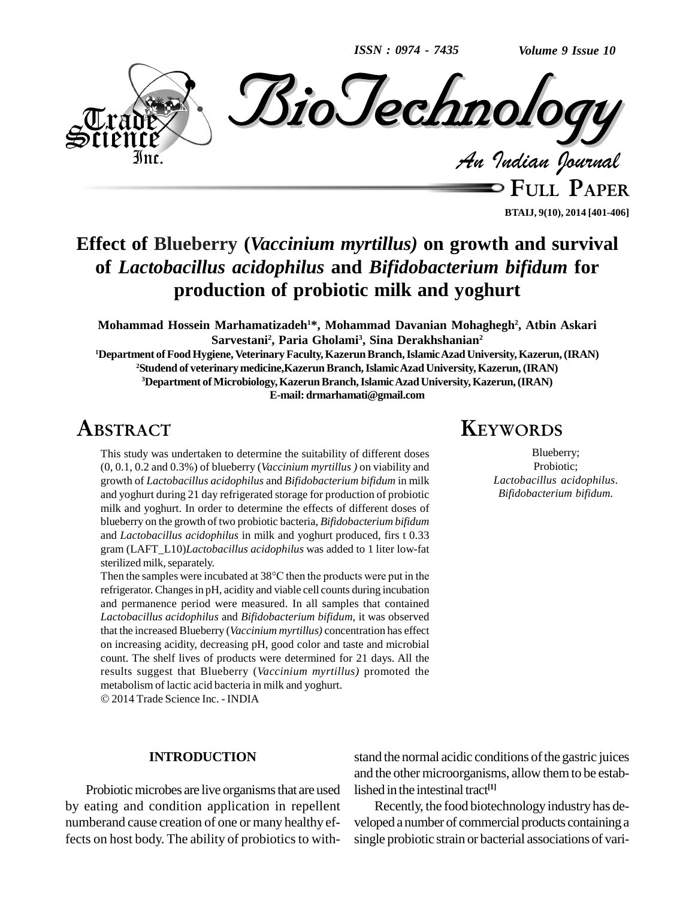# Effect of Blueberry (*Vaccinium myrtillus)* on growth and survival of *Lactobacillus acidophilus* and *Bifidobacterium bifidum* for production of probiotic milk and yoghurt

**Mohammad Hossein Marhamatizadeh[1]*, Mohammad Davanian Mohaghegh[2], Atbin Askari Sarvestani[2], Paria Gholami[3], Sina Derakhshanian[2]**

[1]Department of Food Hygiene, Veterinary Faculty, Kazerun Branch, Islamic Azad University, Kazerun, (IRAN)

[2]Studend of veterinary medicine,Kazerun Branch, Islamic Azad University, Kazerun, (IRAN)

[3]Department of Microbiology, Kazerun Branch, Islamic Azad University, Kazerun, (IRAN)

E-mail: drmarhamati@gmail.com

## ABSTRACT

This study was undertaken to determine the suitability of different doses (0, 0.1, 0.2 and 0.3%) of blueberry (*Vaccinium myrtillus )* on viability and growth of *Lactobacillus acidophilus* and *Bifidobacterium bifidum* in milk and yoghurt during 21 day refrigerated storage for production of probiotic milk and yoghurt. In order to determine the effects of different doses of blueberry on the growth of two probiotic bacteria, *Bifidobacterium bifidum* and *Lactobacillus acidophilus* in milk and yoghurt produced, firs t 0.33 gram (LAFT_L10)*Lactobacillus acidophilus* was added to 1 liter low-fat sterilized milk, separately.

Then the samples were incubated at 38°C then the products were put in the refrigerator. Changes in pH, acidity and viable cell counts during incubation and permanence period were measured. In all samples that contained *Lactobacillus acidophilus* and *Bifidobacterium bifidum,* it was observed that the increased Blueberry (*Vaccinium myrtillus)* concentration has effect on increasing acidity, decreasing pH, good color and taste and microbial count. The shelf lives of products were determined for 21 days. All the results suggest that Blueberry (*Vaccinium myrtillus)* promoted the metabolism of lactic acid bacteria in milk and yoghurt.

© 2014 Trade Science Inc. - INDIA

## KEYWORDS

Blueberry;
Probiotic;
*Lactobacillus acidophilus*.
*Bifidobacterium bifidum.*

## INTRODUCTION

Probiotic microbes are live organisms that are used by eating and condition application in repellent numberand cause creation of one or many healthy effects on host body. The ability of probiotics to withstand the normal acidic conditions of the gastric juices and the other microorganisms, allow them to be established in the intestinal tract[1]

Recently, the food biotechnology industry has developed a number of commercial products containing a single probiotic strain or bacterial associations of vari-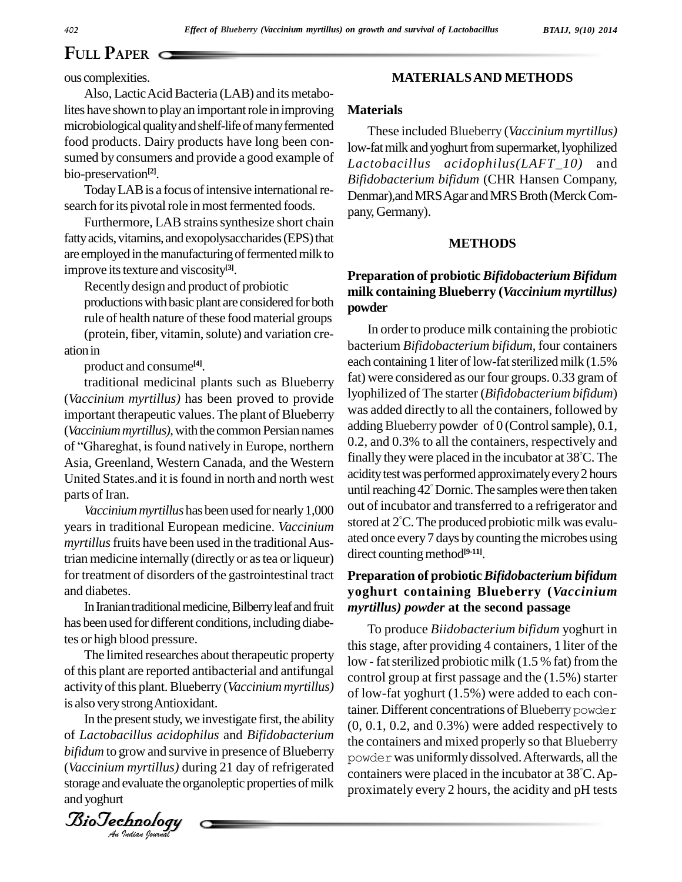ous complexities.

Also, Lactic Acid Bacteria (LAB) and its metabolites have shown to play an important role in improving microbiological quality and shelf-life of many fermented food products. Dairy products have long been consumed by consumers and provide a good example of bio-preservation[2].

Today LAB is a focus of intensive international research for its pivotal role in most fermented foods.

Furthermore, LAB strains synthesize short chain fatty acids, vitamins, and exopolysaccharides (EPS) that are employed in the manufacturing of fermented milk to improve its texture and viscosity[3].

Recently design and product of probiotic productions with basic plant are considered for both rule of health nature of these food material groups (protein, fiber, vitamin, solute) and variation creation in

product and consume[4].

traditional medicinal plants such as Blueberry (*Vaccinium myrtillus)* has been proved to provide important therapeutic values. The plant of Blueberry (*Vaccinium myrtillus)*, with the common Persian names of "Ghareghat, is found natively in Europe, northern Asia, Greenland, Western Canada, and the Western United States.and it is found in north and north west parts of Iran.

*Vaccinium myrtillus* has been used for nearly 1,000 years in traditional European medicine. *Vaccinium myrtillus* fruits have been used in the traditional Austrian medicine internally (directly or as tea or liqueur) for treatment of disorders of the gastrointestinal tract and diabetes.

In Iranian traditional medicine, Bilberry leaf and fruit has been used for different conditions, including diabetes or high blood pressure.

The limited researches about therapeutic property of this plant are reported antibacterial and antifungal activity of this plant. Blueberry (*Vaccinium myrtillus)* is also very strong Antioxidant.

In the present study, we investigate first, the ability of *Lactobacillus acidophilus* and *Bifidobacterium bifidum* to grow and survive in presence of Blueberry (*Vaccinium myrtillus)* during 21 day of refrigerated storage and evaluate the organoleptic properties of milk and yoghurt

## MATERIALS AND METHODS

### Materials

These included Blueberry (*Vaccinium myrtillus)* low-fat milk and yoghurt from supermarket, lyophilized *Lactobacillus acidophilus(LAFT_10)* and *Bifidobacterium bifidum* (CHR Hansen Company, Denmar),and MRS Agar and MRS Broth (Merck Company, Germany).

## METHODS

### Preparation of probiotic *Bifidobacterium Bifidum* milk containing Blueberry (*Vaccinium myrtillus)* powder

In order to produce milk containing the probiotic bacterium *Bifidobacterium bifidum*, four containers each containing 1 liter of low-fat sterilized milk (1.5% fat) were considered as our four groups. 0.33 gram of lyophilized of The starter (*Bifidobacterium bifidum*) was added directly to all the containers, followed by adding Blueberry powder of 0 (Control sample), 0.1, 0.2, and 0.3% to all the containers, respectively and finally they were placed in the incubator at 38°C. The acidity test was performed approximately every 2 hours until reaching 42° Dornic. The samples were then taken out of incubator and transferred to a refrigerator and stored at 2°C. The produced probiotic milk was evaluated once every 7 days by counting the microbes using direct counting method[9-11].

### Preparation of probiotic *Bifidobacterium bifidum* yoghurt containing Blueberry (*Vaccinium myrtillus) powder* at the second passage

To produce *Biidobacterium bifidum* yoghurt in this stage, after providing 4 containers, 1 liter of the low - fat sterilized probiotic milk (1.5 % fat) from the control group at first passage and the (1.5%) starter of low-fat yoghurt (1.5%) were added to each container. Different concentrations of Blueberry powder (0, 0.1, 0.2, and 0.3%) were added respectively to the containers and mixed properly so that Blueberry powder was uniformly dissolved. Afterwards, all the containers were placed in the incubator at 38°C. Approximately every 2 hours, the acidity and pH tests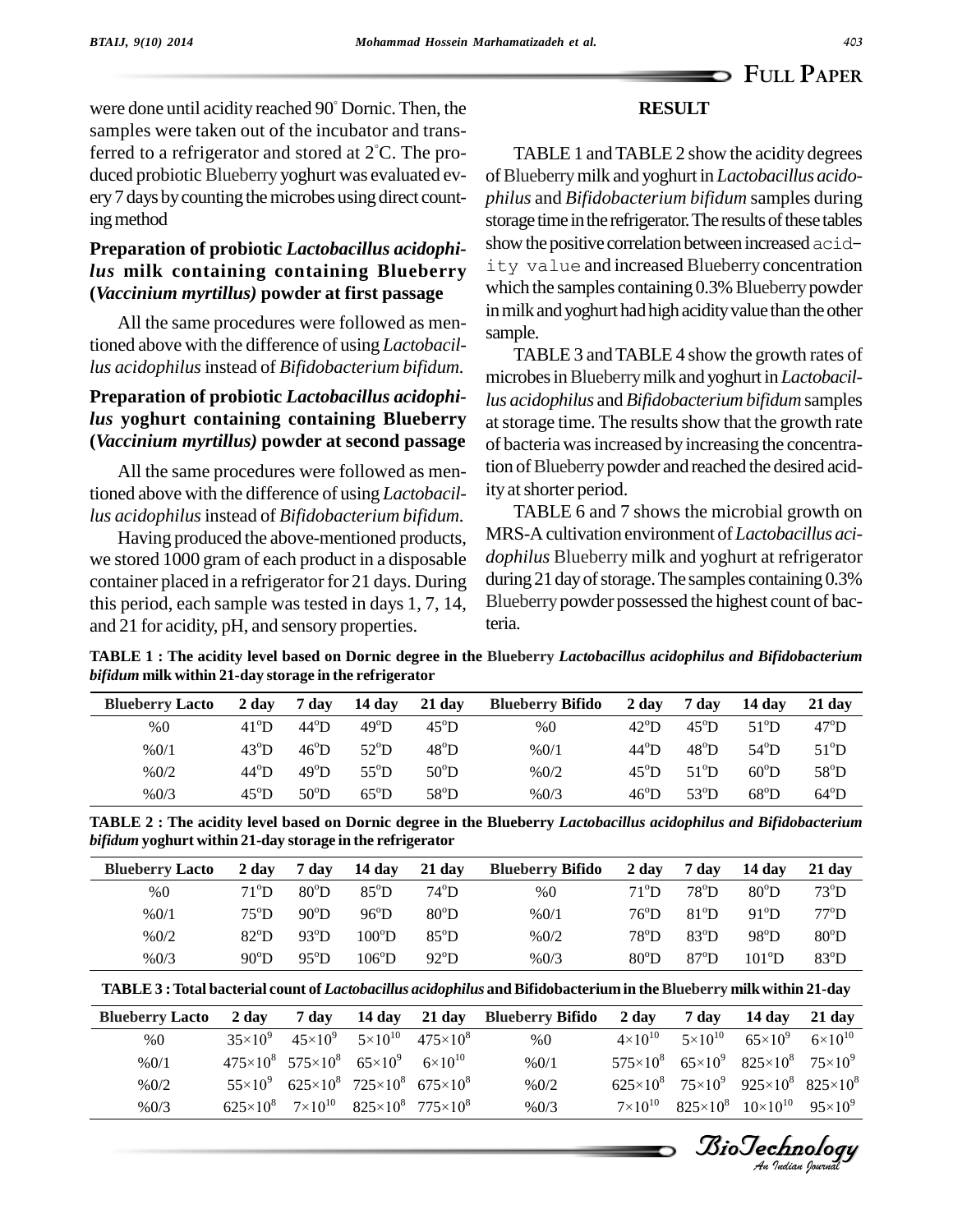were done until acidity reached 90° Dornic. Then, the samples were taken out of the incubator and transferred to a refrigerator and stored at 2°C. The produced probiotic Blueberry yoghurt was evaluated every 7 days by counting the microbes using direct counting method

### Preparation of probiotic *Lactobacillus acidophilus* milk containing containing Blueberry (*Vaccinium myrtillus)* powder at first passage

All the same procedures were followed as mentioned above with the difference of using *Lactobacillus acidophilus* instead of *Bifidobacterium bifidum.*

### Preparation of probiotic *Lactobacillus acidophilus* yoghurt containing containing Blueberry (*Vaccinium myrtillus)* powder at second passage

All the same procedures were followed as mentioned above with the difference of using *Lactobacillus acidophilus* instead of *Bifidobacterium bifidum.*

Having produced the above-mentioned products, we stored 1000 gram of each product in a disposable container placed in a refrigerator for 21 days. During this period, each sample was tested in days 1, 7, 14, and 21 for acidity, pH, and sensory properties.

## RESULT

TABLE 1 and TABLE 2 show the acidity degrees of Blueberry milk and yoghurt in *Lactobacillus acidophilus* and *Bifidobacterium bifidum* samples during storage time in the refrigerator. The results of these tables show the positive correlation between increased acidity value and increased Blueberry concentration which the samples containing 0.3% Blueberry powder in milk and yoghurt had high acidity value than the other sample.

TABLE 3 and TABLE 4 show the growth rates of microbes in Blueberry milk and yoghurt in *Lactobacillus acidophilus* and *Bifidobacterium bifidum* samples at storage time. The results show that the growth rate of bacteria was increased by increasing the concentration of Blueberry powder and reached the desired acidity at shorter period.

TABLE 6 and 7 shows the microbial growth on MRS-A cultivation environment of *Lactobacillus acidophilus* Blueberry milk and yoghurt at refrigerator during 21 day of storage. The samples containing 0.3% Blueberry powder possessed the highest count of bacteria.

**TABLE 1 : The acidity level based on Dornic degree in the Blueberry *Lactobacillus acidophilus and Bifidobacterium bifidum* milk within 21-day storage in the refrigerator**

| Blueberry Lacto | 2 day | 7 day | 14 day | 21 day | Blueberry Bifido | 2 day | 7 day | 14 day | 21 day |
|---|---|---|---|---|---|---|---|---|---|
| %0 | 41°D | 44°D | 49°D | 45°D | %0 | 42°D | 45°D | 51°D | 47°D |
| %0/1 | 43°D | 46°D | 52°D | 48°D | %0/1 | 44°D | 48°D | 54°D | 51°D |
| %0/2 | 44°D | 49°D | 55°D | 50°D | %0/2 | 45°D | 51°D | 60°D | 58°D |
| %0/3 | 45°D | 50°D | 65°D | 58°D | %0/3 | 46°D | 53°D | 68°D | 64°D |

**TABLE 2 : The acidity level based on Dornic degree in the Blueberry *Lactobacillus acidophilus and Bifidobacterium bifidum* yoghurt within 21-day storage in the refrigerator**

| Blueberry Lacto | 2 day | 7 day | 14 day | 21 day | Blueberry Bifido | 2 day | 7 day | 14 day | 21 day |
|---|---|---|---|---|---|---|---|---|---|
| %0 | 71°D | 80°D | 85°D | 74°D | %0 | 71°D | 78°D | 80°D | 73°D |
| %0/1 | 75°D | 90°D | 96°D | 80°D | %0/1 | 76°D | 81°D | 91°D | 77°D |
| %0/2 | 82°D | 93°D | 100°D | 85°D | %0/2 | 78°D | 83°D | 98°D | 80°D |
| %0/3 | 90°D | 95°D | 106°D | 92°D | %0/3 | 80°D | 87°D | 101°D | 83°D |

**TABLE 3 : Total bacterial count of *Lactobacillus acidophilus* and Bifidobacterium in the Blueberry milk within 21-day**

| Blueberry Lacto | 2 day | 7 day | 14 day | 21 day | Blueberry Bifido | 2 day | 7 day | 14 day | 21 day |
|---|---|---|---|---|---|---|---|---|---|
| %0 | $35\times10^{9}$ | $45\times10^{9}$ | $5\times10^{10}$ | $475\times10^{8}$ | %0 | $4\times10^{10}$ | $5\times10^{10}$ | $65\times10^{9}$ | $6\times10^{10}$ |
| %0/1 | $475\times10^{8}$ | $575\times10^{8}$ | $65\times10^{9}$ | $6\times10^{10}$ | %0/1 | $575\times10^{8}$ | $65\times10^{9}$ | $825\times10^{8}$ | $75\times10^{9}$ |
| %0/2 | $55\times10^{9}$ | $625\times10^{8}$ | $725\times10^{8}$ | $675\times10^{8}$ | %0/2 | $625\times10^{8}$ | $75\times10^{9}$ | $925\times10^{8}$ | $825\times10^{8}$ |
| %0/3 | $625\times10^{8}$ | $7\times10^{10}$ | $825\times10^{8}$ | $775\times10^{8}$ | %0/3 | $7\times10^{10}$ | $825\times10^{8}$ | $10\times10^{10}$ | $95\times10^{9}$ |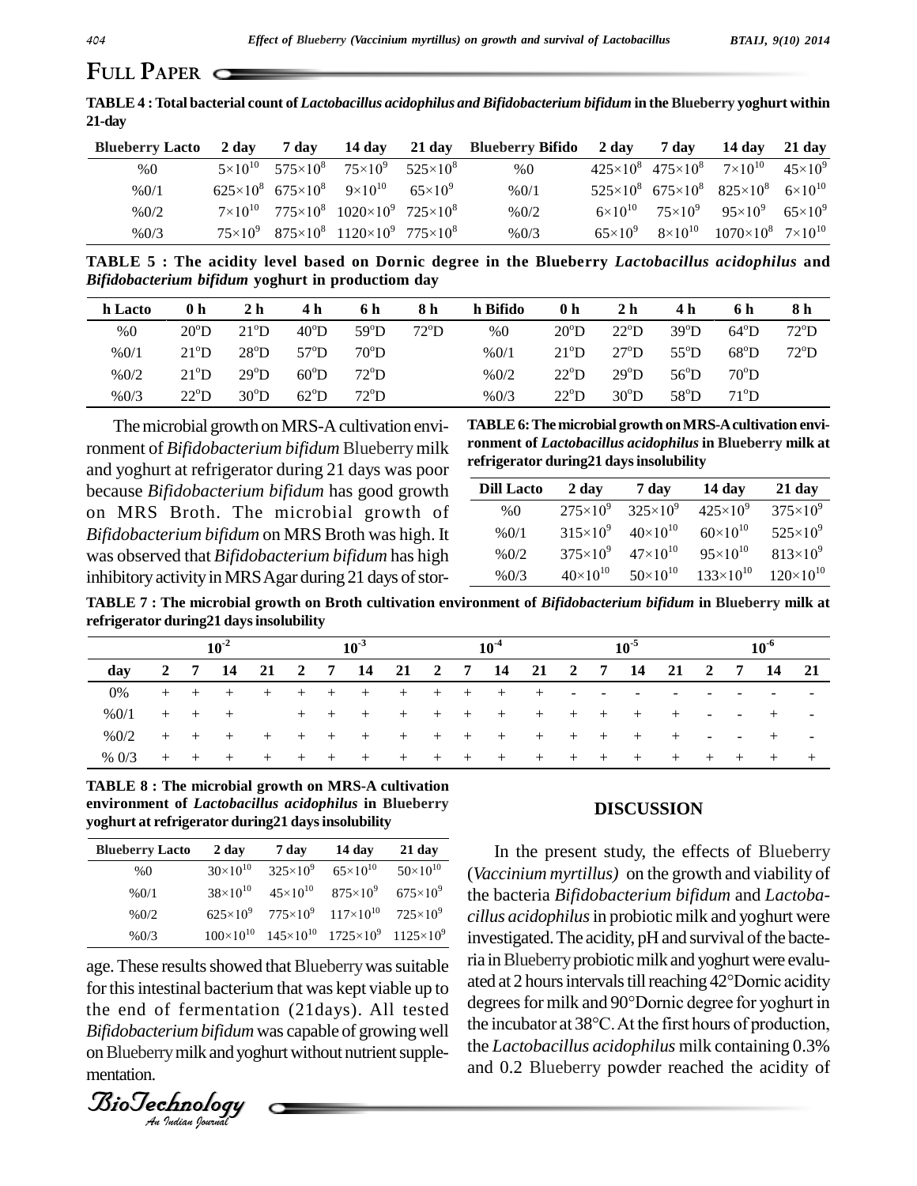## FULL PAPER

**TABLE 4 : Total bacterial count of *Lactobacillus acidophilus and Bifidobacterium bifidum* in the Blueberry yoghurt within 21-day**

| Blueberry Lacto | 2 day | 7 day | 14 day | 21 day | Blueberry Bifido | 2 day | 7 day | 14 day | 21 day |
|---|---|---|---|---|---|---|---|---|---|
| %0 | $5\times10^{10}$ | $575\times10^{8}$ | $75\times10^{9}$ | $525\times10^{8}$ | %0 | $425\times10^{8}$ | $475\times10^{8}$ | $7\times10^{10}$ | $45\times10^{9}$ |
| %0/1 | $625\times10^{8}$ | $675\times10^{8}$ | $9\times10^{10}$ | $65\times10^{9}$ | %0/1 | $525\times10^{8}$ | $675\times10^{8}$ | $825\times10^{8}$ | $6\times10^{10}$ |
| %0/2 | $7\times10^{10}$ | $775\times10^{8}$ | $1020\times10^{9}$ | $725\times10^{8}$ | %0/2 | $6\times10^{10}$ | $75\times10^{9}$ | $95\times10^{9}$ | $65\times10^{9}$ |
| %0/3 | $75\times10^{9}$ | $875\times10^{8}$ | $1120\times10^{9}$ | $775\times10^{8}$ | %0/3 | $65\times10^{9}$ | $8\times10^{10}$ | $1070\times10^{8}$ | $7\times10^{10}$ |

**TABLE 5 : The acidity level based on Dornic degree in the Blueberry *Lactobacillus acidophilus* and *Bifidobacterium bifidum* yoghurt in productiom day**

| h Lacto | 0 h | 2 h | 4 h | 6 h | 8 h | h Bifido | 0 h | 2 h | 4 h | 6 h | 8 h |
|---|---|---|---|---|---|---|---|---|---|---|---|
| %0 | 20°D | 21°D | 40°D | 59°D | 72°D | %0 | 20°D | 22°D | 39°D | 64°D | 72°D |
| %0/1 | 21°D | 28°D | 57°D | 70°D | | %0/1 | 21°D | 27°D | 55°D | 68°D | 72°D |
| %0/2 | 21°D | 29°D | 60°D | 72°D | | %0/2 | 22°D | 29°D | 56°D | 70°D | |
| %0/3 | 22°D | 30°D | 62°D | 72°D | | %0/3 | 22°D | 30°D | 58°D | 71°D | |

The microbial growth on MRS-A cultivation environment of *Bifidobacterium bifidum* Blueberry milk and yoghurt at refrigerator during 21 days was poor because *Bifidobacterium bifidum* has good growth on MRS Broth. The microbial growth of *Bifidobacterium bifidum* on MRS Broth was high. It was observed that *Bifidobacterium bifidum* has high inhibitory activity in MRS Agar during 21 days of storage. These results showed that Blueberry was suitable for this intestinal bacterium that was kept viable up to the end of fermentation (21days). All tested *Bifidobacterium bifidum* was capable of growing well on Blueberry milk and yoghurt without nutrient supplementation.

**TABLE 6: The microbial growth on MRS-A cultivation environment of *Lactobacillus acidophilus* in Blueberry milk at refrigerator during21 days insolubility**

| Dill Lacto | 2 day | 7 day | 14 day | 21 day |
|---|---|---|---|---|
| %0 | $275\times10^{9}$ | $325\times10^{9}$ | $425\times10^{9}$ | $375\times10^{9}$ |
| %0/1 | $315\times10^{9}$ | $40\times10^{10}$ | $60\times10^{10}$ | $525\times10^{9}$ |
| %0/2 | $375\times10^{9}$ | $47\times10^{10}$ | $95\times10^{10}$ | $813\times10^{9}$ |
| %0/3 | $40\times10^{10}$ | $50\times10^{10}$ | $133\times10^{10}$ | $120\times10^{10}$ |

**TABLE 7 : The microbial growth on Broth cultivation environment of *Bifidobacterium bifidum* in Blueberry milk at refrigerator during21 days insolubility**

| | $10^{-2}$ | | | | $10^{-3}$ | | | | $10^{-4}$ | | | | $10^{-5}$ | | | | $10^{-6}$ | | | |
|---|---|---|---|---|---|---|---|---|---|---|---|---|---|---|---|---|---|---|---|---|
| day | 2 | 7 | 14 | 21 | 2 | 7 | 14 | 21 | 2 | 7 | 14 | 21 | 2 | 7 | 14 | 21 | 2 | 7 | 14 | 21 |
| 0% | + | + | + | + | + | + | + | + | + | + | + | + | - | - | - | - | - | - | - | - |
| %0/1 | + | + | + | | + | + | + | + | + | + | + | + | + | + | + | + | - | - | + | - |
| %0/2 | + | + | + | + | + | + | + | + | + | + | + | + | + | + | + | + | - | - | + | - |
| % 0/3 | + | + | + | + | + | + | + | + | + | + | + | + | + | + | + | + | + | + | + | + |

**TABLE 8 : The microbial growth on MRS-A cultivation environment of *Lactobacillus acidophilus* in Blueberry yoghurt at refrigerator during21 days insolubility**

| Blueberry Lacto | 2 day | 7 day | 14 day | 21 day |
|---|---|---|---|---|
| %0 | $30\times10^{10}$ | $325\times10^{9}$ | $65\times10^{10}$ | $50\times10^{10}$ |
| %0/1 | $38\times10^{10}$ | $45\times10^{10}$ | $875\times10^{9}$ | $675\times10^{9}$ |
| %0/2 | $625\times10^{9}$ | $775\times10^{9}$ | $117\times10^{10}$ | $725\times10^{9}$ |
| %0/3 | $100\times10^{10}$ | $145\times10^{10}$ | $1725\times10^{9}$ | $1125\times10^{9}$ |

## DISCUSSION

In the present study, the effects of Blueberry (*Vaccinium myrtillus)* on the growth and viability of the bacteria *Bifidobacterium bifidum* and *Lactobacillus acidophilus* in probiotic milk and yoghurt were investigated. The acidity, pH and survival of the bacteria in Blueberry probiotic milk and yoghurt were evaluated at 2 hours intervals till reaching 42°Dornic acidity degrees for milk and 90°Dornic degree for yoghurt in the incubator at 38°C. At the first hours of production, the *Lactobacillus acidophilus* milk containing 0.3% and 0.2 Blueberry powder reached the acidity of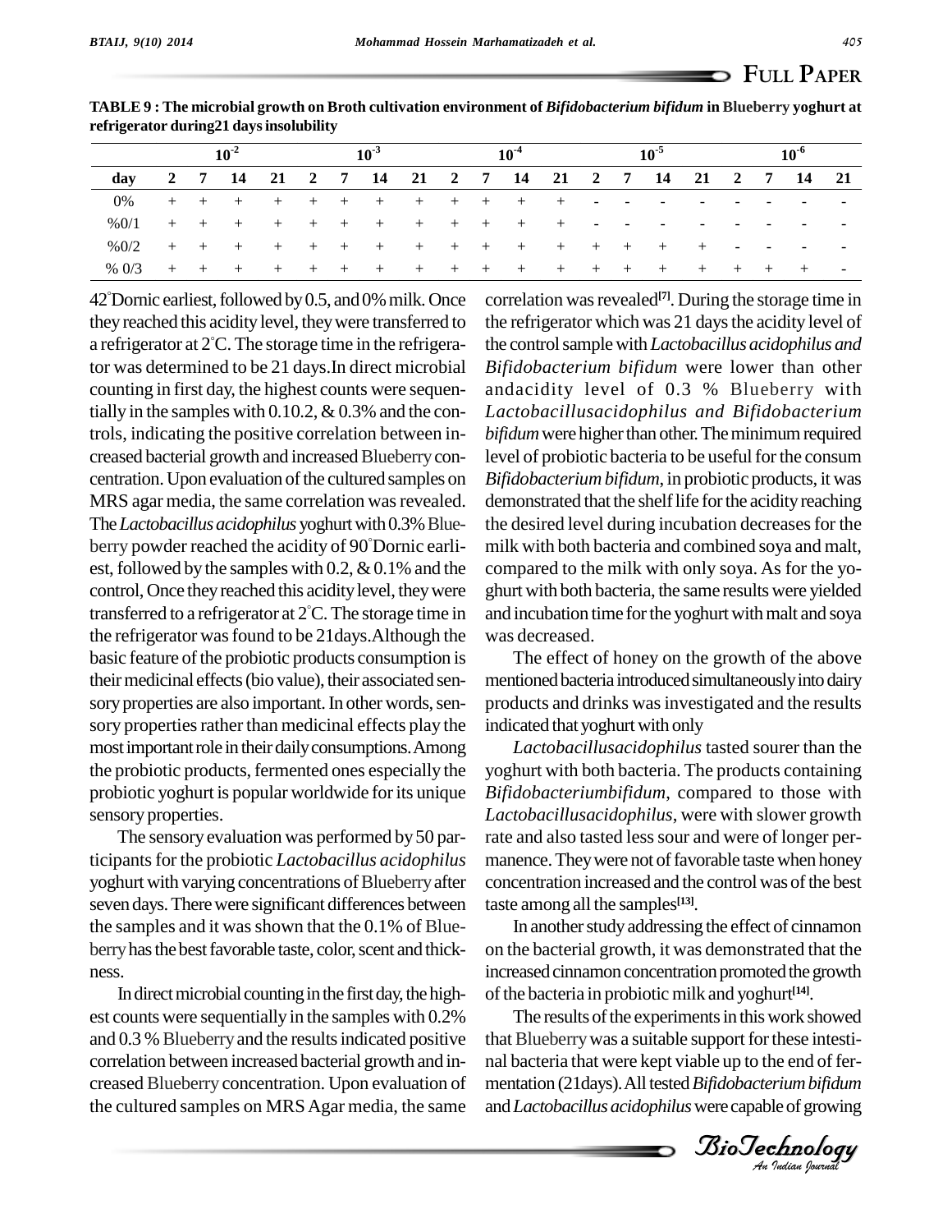**TABLE 9 : The microbial growth on Broth cultivation environment of *Bifidobacterium bifidum* in Blueberry yoghurt at refrigerator during21 days insolubility**

| | $10^{-2}$ | | | | $10^{-3}$ | | | | $10^{-4}$ | | | | $10^{-5}$ | | | | $10^{-6}$ | | | |
|---|---|---|---|---|---|---|---|---|---|---|---|---|---|---|---|---|---|---|---|---|
| day | 2 | 7 | 14 | 21 | 2 | 7 | 14 | 21 | 2 | 7 | 14 | 21 | 2 | 7 | 14 | 21 | 2 | 7 | 14 | 21 |
| 0% | + | + | + | + | + | + | + | + | + | + | + | + | - | - | - | - | - | - | - | - |
| %0/1 | + | + | + | + | + | + | + | + | + | + | + | + | - | - | - | - | - | - | - | - |
| %0/2 | + | + | + | + | + | + | + | + | + | + | + | + | + | + | + | + | - | - | - | - |
| % 0/3 | + | + | + | + | + | + | + | + | + | + | + | + | + | + | + | + | + | + | + | - |

42°Dornic earliest, followed by 0.5, and 0% milk. Once they reached this acidity level, they were transferred to a refrigerator at 2°C. The storage time in the refrigerator was determined to be 21 days.In direct microbial counting in first day, the highest counts were sequentially in the samples with 0.10.2, & 0.3% and the controls, indicating the positive correlation between increased bacterial growth and increased Blueberry concentration. Upon evaluation of the cultured samples on MRS agar media, the same correlation was revealed. The *Lactobacillus acidophilus* yoghurt with 0.3% Blueberry powder reached the acidity of 90°Dornic earliest, followed by the samples with 0.2, & 0.1% and the control, Once they reached this acidity level, they were transferred to a refrigerator at 2°C. The storage time in the refrigerator was found to be 21days.Although the basic feature of the probiotic products consumption is their medicinal effects (bio value), their associated sensory properties are also important. In other words, sensory properties rather than medicinal effects play the most important role in their daily consumptions. Among the probiotic products, fermented ones especially the probiotic yoghurt is popular worldwide for its unique sensory properties.

The sensory evaluation was performed by 50 participants for the probiotic *Lactobacillus acidophilus* yoghurt with varying concentrations of Blueberry after seven days. There were significant differences between the samples and it was shown that the 0.1% of Blueberry has the best favorable taste, color, scent and thickness.

In direct microbial counting in the first day, the highest counts were sequentially in the samples with 0.2% and 0.3 % Blueberry and the results indicated positive correlation between increased bacterial growth and increased Blueberry concentration. Upon evaluation of the cultured samples on MRS Agar media, the same correlation was revealed[7]. During the storage time in the refrigerator which was 21 days the acidity level of the control sample with *Lactobacillus acidophilus and Bifidobacterium bifidum* were lower than other andacidity level of 0.3 % Blueberry with *Lactobacillusacidophilus and Bifidobacterium bifidum* were higher than other. The minimum required level of probiotic bacteria to be useful for the consum *Bifidobacterium bifidum*, in probiotic products, it was demonstrated that the shelf life for the acidity reaching the desired level during incubation decreases for the milk with both bacteria and combined soya and malt, compared to the milk with only soya. As for the yoghurt with both bacteria, the same results were yielded and incubation time for the yoghurt with malt and soya was decreased.

The effect of honey on the growth of the above mentioned bacteria introduced simultaneously into dairy products and drinks was investigated and the results indicated that yoghurt with only

*Lactobacillusacidophilus* tasted sourer than the yoghurt with both bacteria. The products containing *Bifidobacteriumbifidum*, compared to those with *Lactobacillusacidophilus*, were with slower growth rate and also tasted less sour and were of longer permanence. They were not of favorable taste when honey concentration increased and the control was of the best taste among all the samples[13].

In another study addressing the effect of cinnamon on the bacterial growth, it was demonstrated that the increased cinnamon concentration promoted the growth of the bacteria in probiotic milk and yoghurt[14].

The results of the experiments in this work showed that Blueberry was a suitable support for these intestinal bacteria that were kept viable up to the end of fermentation (21days). All tested *Bifidobacterium bifidum* and *Lactobacillus acidophilus* were capable of growing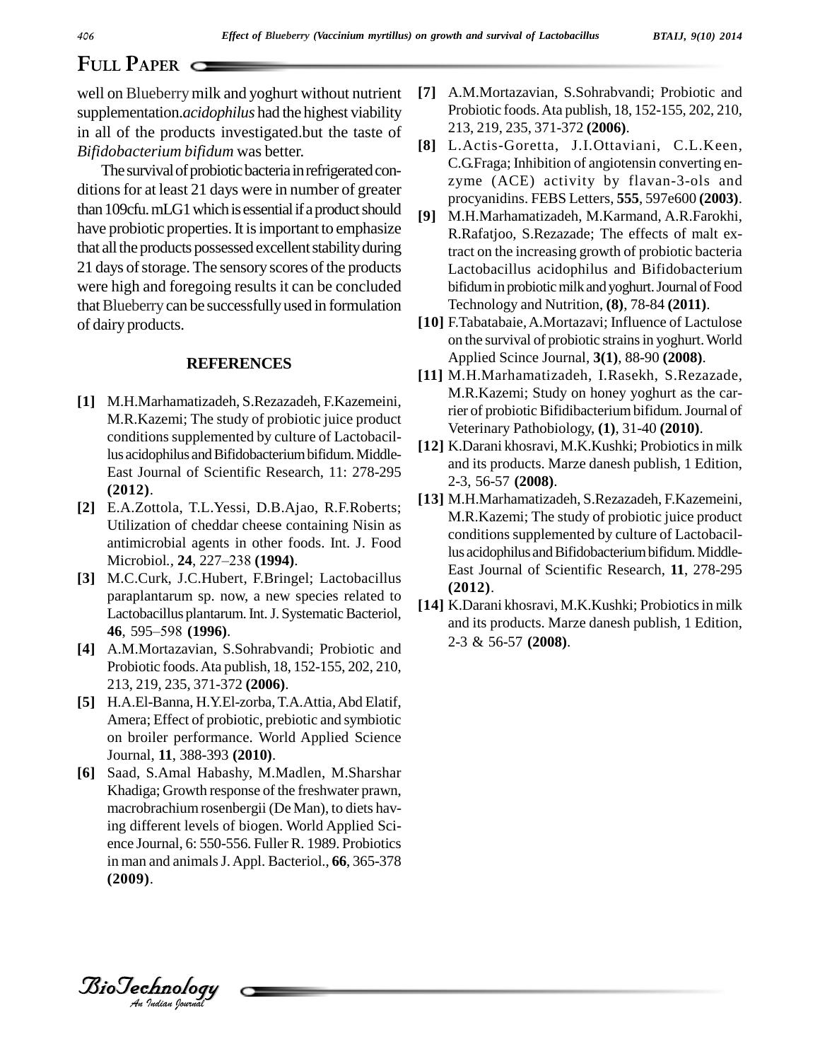well on Blueberry milk and yoghurt without nutrient supplementation.*acidophilus* had the highest viability in all of the products investigated.but the taste of *Bifidobacterium bifidum* was better.

The survival of probiotic bacteria in refrigerated conditions for at least 21 days were in number of greater than 109cfu. mLG1 which is essential if a product should have probiotic properties. It is important to emphasize that all the products possessed excellent stability during 21 days of storage. The sensory scores of the products were high and foregoing results it can be concluded that Blueberry can be successfully used in formulation of dairy products.

## REFERENCES

**[1]** M.H.Marhamatizadeh, S.Rezazadeh, F.Kazemeini, M.R.Kazemi; The study of probiotic juice product conditions supplemented by culture of Lactobacillus acidophilus and Bifidobacterium bifidum. Middle-East Journal of Scientific Research, 11: 278-295 **(2012)**.

**[2]** E.A.Zottola, T.L.Yessi, D.B.Ajao, R.F.Roberts; Utilization of cheddar cheese containing Nisin as antimicrobial agents in other foods. Int. J. Food Microbiol., **24**, 227–238 **(1994)**.

**[3]** M.C.Curk, J.C.Hubert, F.Bringel; Lactobacillus paraplantarum sp. now, a new species related to Lactobacillus plantarum. Int. J. Systematic Bacteriol, **46**, 595–598 **(1996)**.

**[4]** A.M.Mortazavian, S.Sohrabvandi; Probiotic and Probiotic foods. Ata publish, 18, 152-155, 202, 210, 213, 219, 235, 371-372 **(2006)**.

**[5]** H.A.El-Banna, H.Y.El-zorba, T.A.Attia, Abd Elatif, Amera; Effect of probiotic, prebiotic and symbiotic on broiler performance. World Applied Science Journal, **11**, 388-393 **(2010)**.

**[6]** Saad, S.Amal Habashy, M.Madlen, M.Sharshar Khadiga; Growth response of the freshwater prawn, macrobrachium rosenbergii (De Man), to diets having different levels of biogen. World Applied Science Journal, 6: 550-556. Fuller R. 1989. Probiotics in man and animals J. Appl. Bacteriol., **66**, 365-378 **(2009)**.

**[7]** A.M.Mortazavian, S.Sohrabvandi; Probiotic and Probiotic foods. Ata publish, 18, 152-155, 202, 210, 213, 219, 235, 371-372 **(2006)**.

**[8]** L.Actis-Goretta, J.I.Ottaviani, C.L.Keen, C.G.Fraga; Inhibition of angiotensin converting enzyme (ACE) activity by flavan-3-ols and procyanidins. FEBS Letters, **555**, 597e600 **(2003)**.

**[9]** M.H.Marhamatizadeh, M.Karmand, A.R.Farokhi, R.Rafatjoo, S.Rezazade; The effects of malt extract on the increasing growth of probiotic bacteria Lactobacillus acidophilus and Bifidobacterium bifidum in probiotic milk and yoghurt. Journal of Food Technology and Nutrition, **(8)**, 78-84 **(2011)**.

**[10]** F.Tabatabaie, A.Mortazavi; Influence of Lactulose on the survival of probiotic strains in yoghurt. World Applied Scince Journal, **3(1)**, 88-90 **(2008)**.

**[11]** M.H.Marhamatizadeh, I.Rasekh, S.Rezazade, M.R.Kazemi; Study on honey yoghurt as the carrier of probiotic Bifidibacterium bifidum. Journal of Veterinary Pathobiology, **(1)**, 31-40 **(2010)**.

**[12]** K.Darani khosravi, M.K.Kushki; Probiotics in milk and its products. Marze danesh publish, 1 Edition, 2-3, 56-57 **(2008)**.

**[13]** M.H.Marhamatizadeh, S.Rezazadeh, F.Kazemeini, M.R.Kazemi; The study of probiotic juice product conditions supplemented by culture of Lactobacillus acidophilus and Bifidobacterium bifidum. Middle-East Journal of Scientific Research, **11**, 278-295 **(2012)**.

**[14]** K.Darani khosravi, M.K.Kushki; Probiotics in milk and its products. Marze danesh publish, 1 Edition, 2-3 & 56-57 **(2008)**.